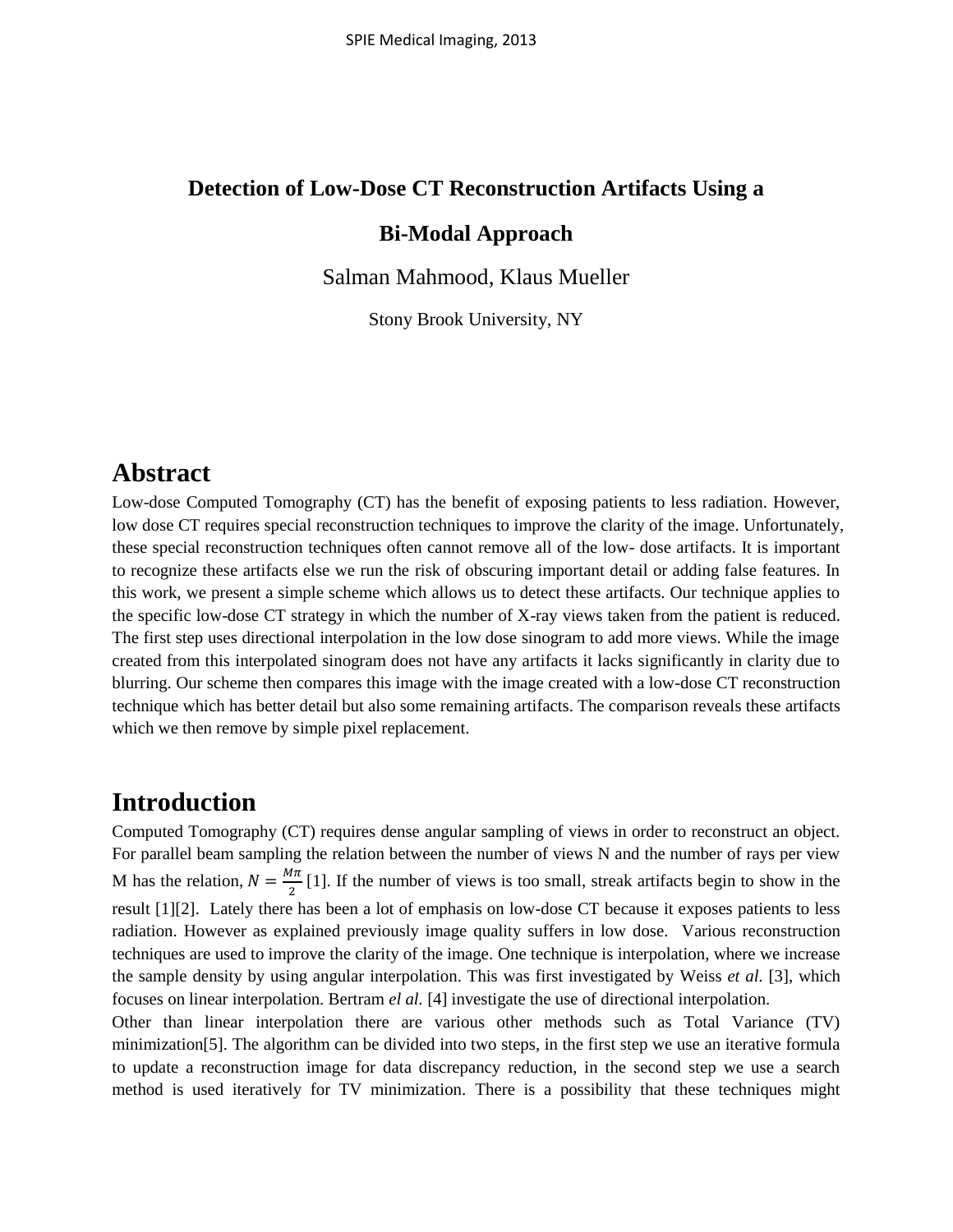# Detection of Low-Dose CT Reconstruction Artifacts Using a Bi-Modal Approach

Salman Mahmood, Klaus Mueller

Stony Brook University, NY

## Abstract

Low-dose Computed Tomography (CT) has the benefit of exposing patients to less radiation. However, low dose CT requires special reconstruction techniques to improve the clarity of the image. Unfortunately, these special reconstruction techniques often cannot remove all of the low- dose artifacts. It is important to recognize these artifacts else we run the risk of obscuring important detail or adding false features. In this work, we present a simple scheme which allows us to detect these artifacts. Our technique applies to the specific low-dose CT strategy in which the number of X-ray views taken from the patient is reduced. The first step uses directional interpolation in the low dose sinogram to add more views. While the image created from this interpolated sinogram does not have any artifacts it lacks significantly in clarity due to blurring. Our scheme then compares this image with the image created with a low-dose CT reconstruction technique which has better detail but also some remaining artifacts. The comparison reveals these artifacts which we then remove by simple pixel replacement.

## Introduction

Computed Tomography (CT) requires dense angular sampling of views in order to reconstruct an object. For parallel beam sampling the relation between the number of views N and the number of rays per view M has the relation, $N = \frac{M\pi}{2}$ [1]. If the number of views is too small, streak artifacts begin to show in the result [1][2]. Lately there has been a lot of emphasis on low-dose CT because it exposes patients to less radiation. However as explained previously image quality suffers in low dose. Various reconstruction techniques are used to improve the clarity of the image. One technique is interpolation, where we increase the sample density by using angular interpolation. This was first investigated by Weiss *et al.* [3], which focuses on linear interpolation. Bertram *el al.* [4] investigate the use of directional interpolation.

Other than linear interpolation there are various other methods such as Total Variance (TV) minimization[5]. The algorithm can be divided into two steps, in the first step we use an iterative formula to update a reconstruction image for data discrepancy reduction, in the second step we use a search method is used iteratively for TV minimization. There is a possibility that these techniques might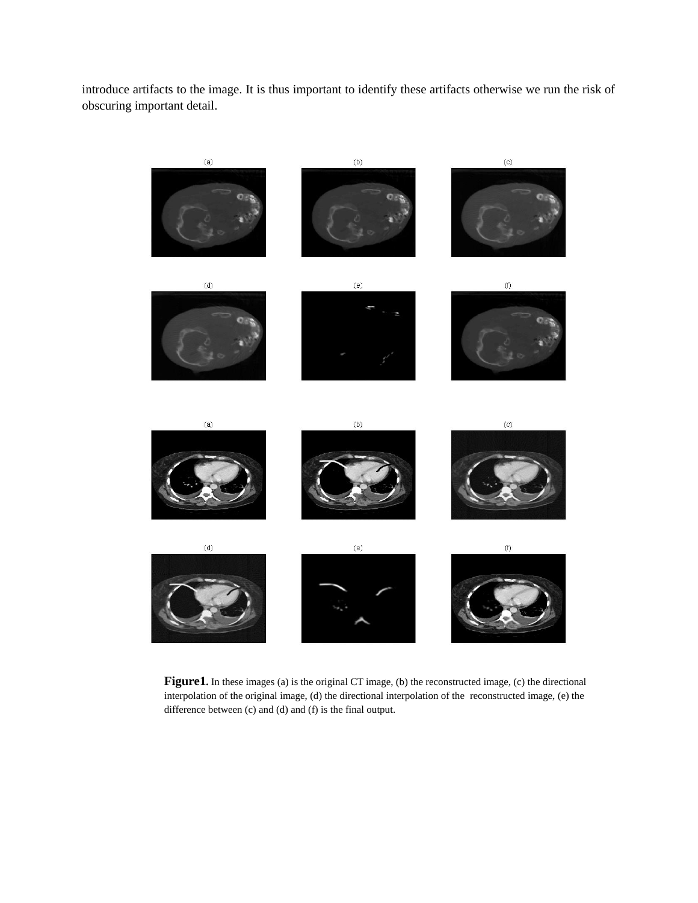introduce artifacts to the image. It is thus important to identify these artifacts otherwise we run the risk of obscuring important detail.

**Figure1.** In these images (a) is the original CT image, (b) the reconstructed image, (c) the directional interpolation of the original image, (d) the directional interpolation of the reconstructed image, (e) the difference between (c) and (d) and (f) is the final output.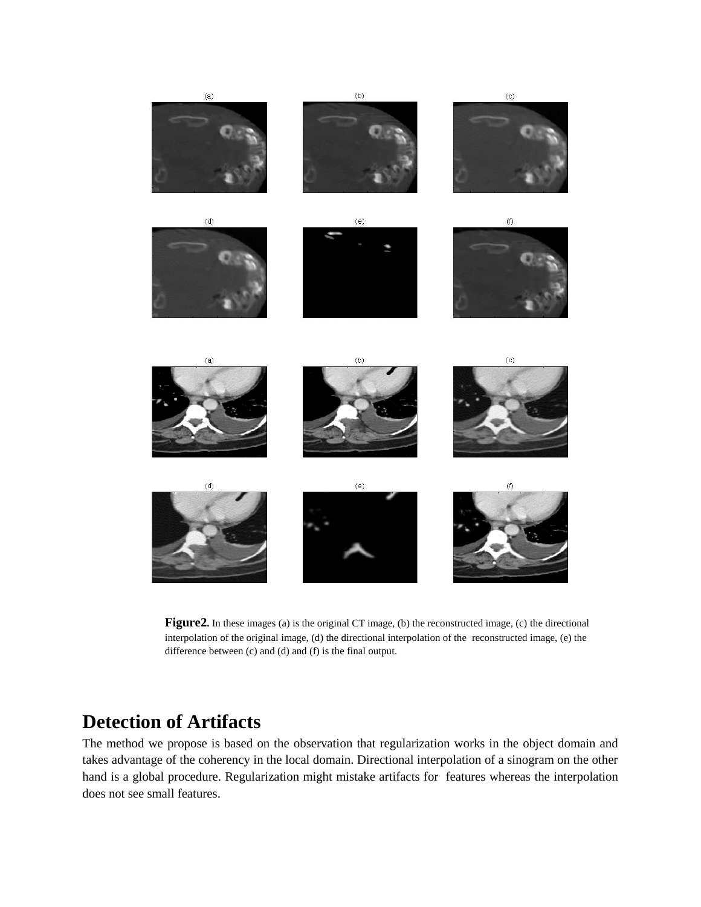**Figure2.** In these images (a) is the original CT image, (b) the reconstructed image, (c) the directional interpolation of the original image, (d) the directional interpolation of the reconstructed image, (e) the difference between (c) and (d) and (f) is the final output.

## Detection of Artifacts

The method we propose is based on the observation that regularization works in the object domain and takes advantage of the coherency in the local domain. Directional interpolation of a sinogram on the other hand is a global procedure. Regularization might mistake artifacts for features whereas the interpolation does not see small features.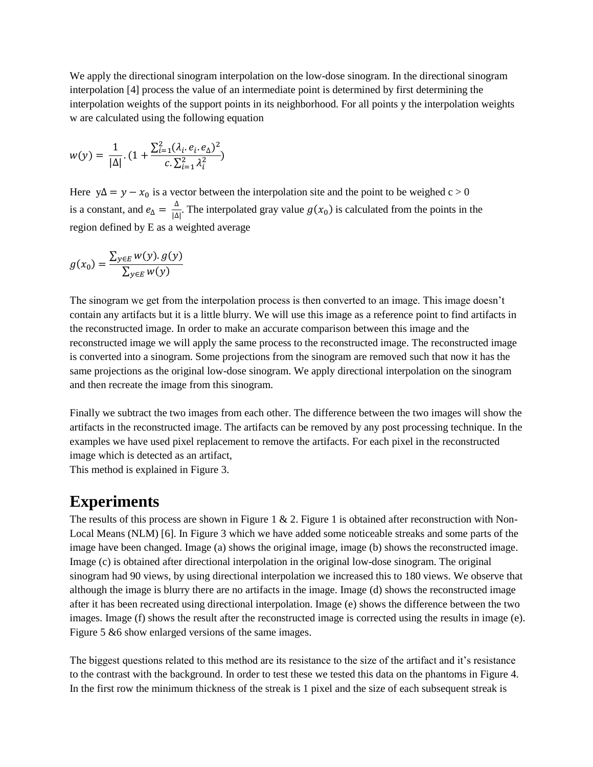We apply the directional sinogram interpolation on the low-dose sinogram. In the directional sinogram interpolation [4] process the value of an intermediate point is determined by first determining the interpolation weights of the support points in its neighborhood. For all points y the interpolation weights w are calculated using the following equation

$$w(y) = \frac{1}{|\Delta|}.\left(1 + \frac{\sum_{i=1}^{2}(\lambda_i . e_i . e_\Delta)^2}{c.\sum_{i=1}^{2}\lambda_i^2}\right)$$

Here $y\Delta = y - x_0$ is a vector between the interpolation site and the point to be weighed c > 0 is a constant, and $e_\Delta = \frac{\Delta}{|\Delta|}$. The interpolated gray value $g(x_0)$ is calculated from the points in the region defined by E as a weighted average

$$g(x_0) = \frac{\sum_{y \in E} w(y). g(y)}{\sum_{y \in E} w(y)}$$

The sinogram we get from the interpolation process is then converted to an image. This image doesn't contain any artifacts but it is a little blurry. We will use this image as a reference point to find artifacts in the reconstructed image. In order to make an accurate comparison between this image and the reconstructed image we will apply the same process to the reconstructed image. The reconstructed image is converted into a sinogram. Some projections from the sinogram are removed such that now it has the same projections as the original low-dose sinogram. We apply directional interpolation on the sinogram and then recreate the image from this sinogram.

Finally we subtract the two images from each other. The difference between the two images will show the artifacts in the reconstructed image. The artifacts can be removed by any post processing technique. In the examples we have used pixel replacement to remove the artifacts. For each pixel in the reconstructed image which is detected as an artifact,
This method is explained in Figure 3.

# Experiments

The results of this process are shown in Figure 1 & 2. Figure 1 is obtained after reconstruction with Non-Local Means (NLM) [6]. In Figure 3 which we have added some noticeable streaks and some parts of the image have been changed. Image (a) shows the original image, image (b) shows the reconstructed image. Image (c) is obtained after directional interpolation in the original low-dose sinogram. The original sinogram had 90 views, by using directional interpolation we increased this to 180 views. We observe that although the image is blurry there are no artifacts in the image. Image (d) shows the reconstructed image after it has been recreated using directional interpolation. Image (e) shows the difference between the two images. Image (f) shows the result after the reconstructed image is corrected using the results in image (e). Figure 5 &6 show enlarged versions of the same images.

The biggest questions related to this method are its resistance to the size of the artifact and it's resistance to the contrast with the background. In order to test these we tested this data on the phantoms in Figure 4. In the first row the minimum thickness of the streak is 1 pixel and the size of each subsequent streak is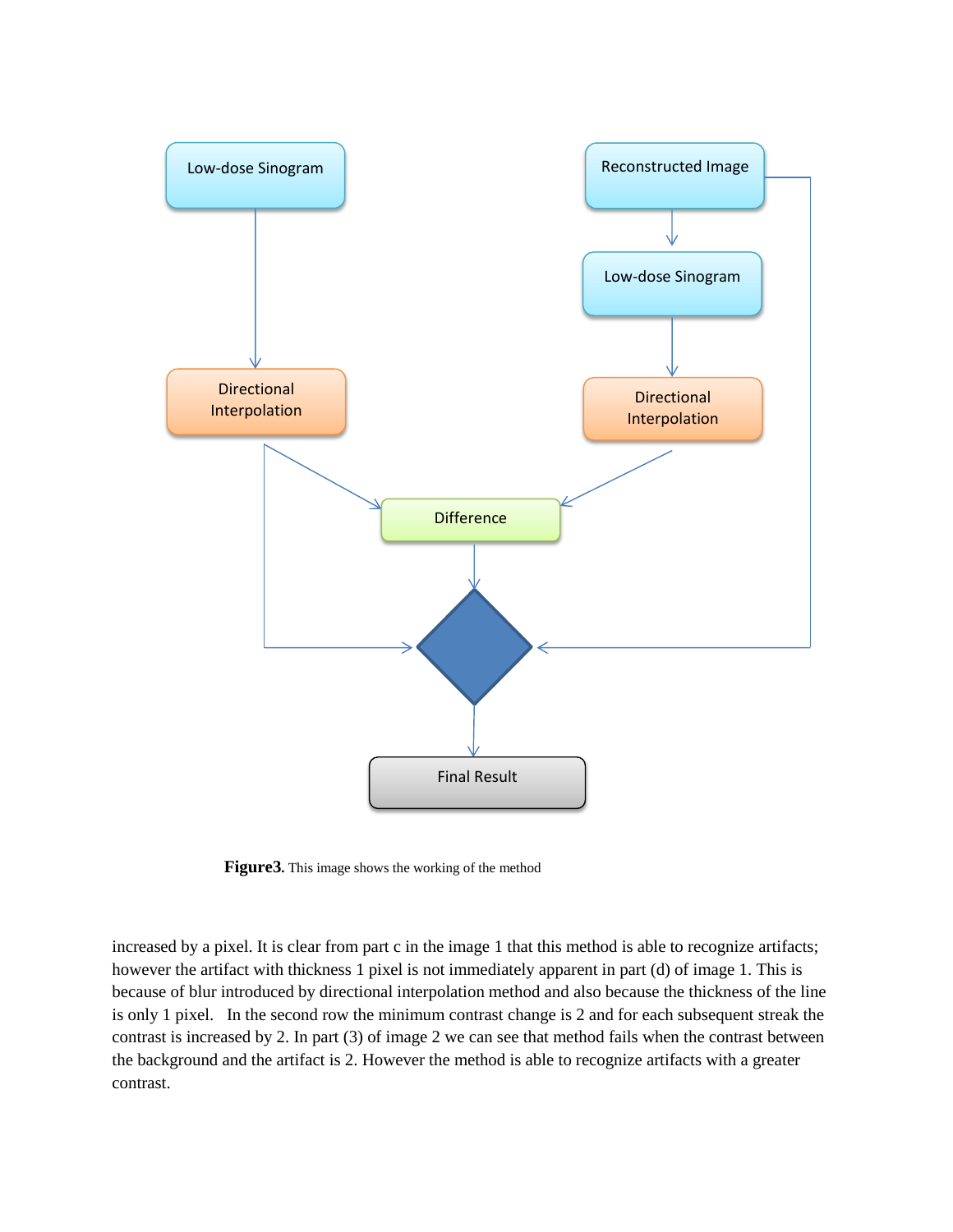**Figure3.** This image shows the working of the method

increased by a pixel. It is clear from part c in the image 1 that this method is able to recognize artifacts; however the artifact with thickness 1 pixel is not immediately apparent in part (d) of image 1. This is because of blur introduced by directional interpolation method and also because the thickness of the line is only 1 pixel. In the second row the minimum contrast change is 2 and for each subsequent streak the contrast is increased by 2. In part (3) of image 2 we can see that method fails when the contrast between the background and the artifact is 2. However the method is able to recognize artifacts with a greater contrast.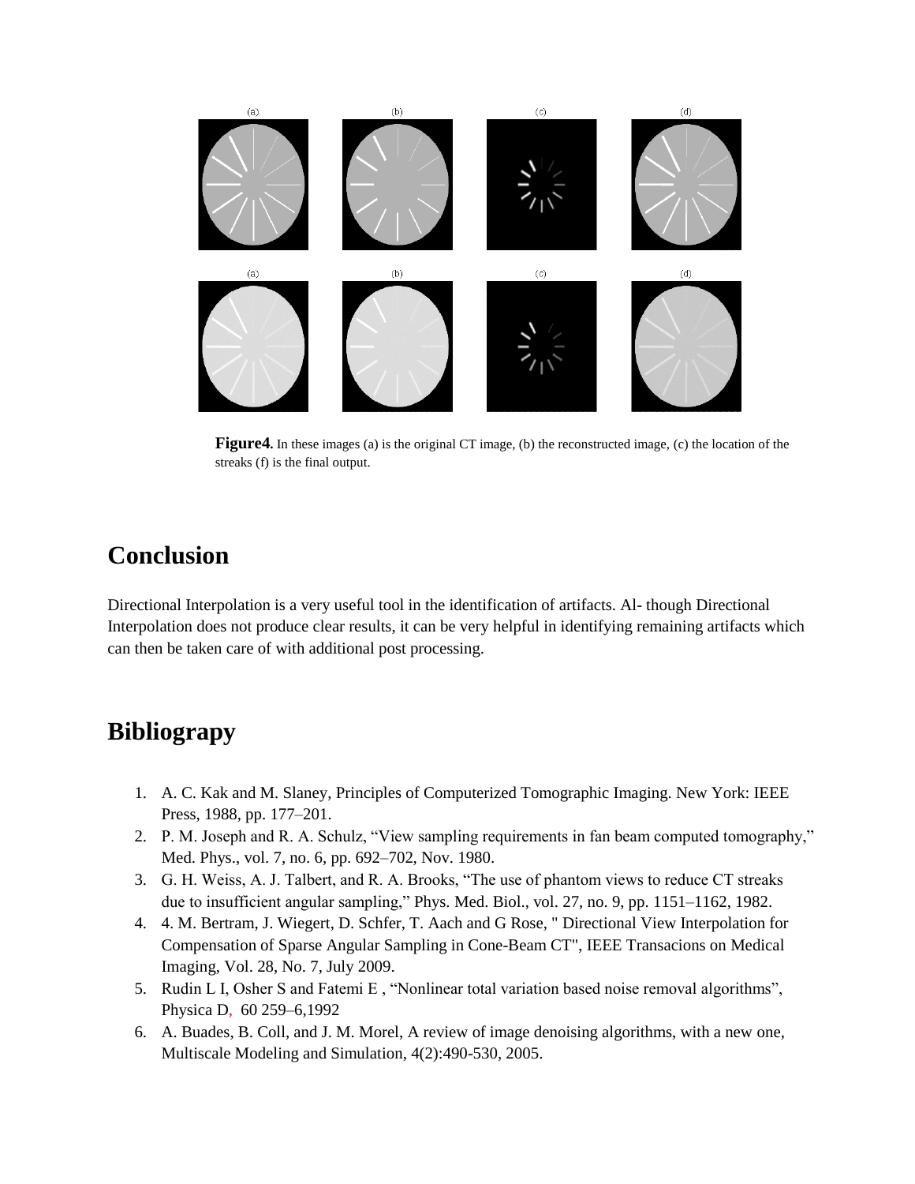(a) (b) (c) (d)

(a) (b) (c) (d)

**Figure4**. In these images (a) is the original CT image, (b) the reconstructed image, (c) the location of the streaks (f) is the final output.

## Conclusion

Directional Interpolation is a very useful tool in the identification of artifacts. Al- though Directional Interpolation does not produce clear results, it can be very helpful in identifying remaining artifacts which can then be taken care of with additional post processing.

## Bibliograpy

1. A. C. Kak and M. Slaney, Principles of Computerized Tomographic Imaging. New York: IEEE Press, 1988, pp. 177–201.
2. P. M. Joseph and R. A. Schulz, “View sampling requirements in fan beam computed tomography,” Med. Phys., vol. 7, no. 6, pp. 692–702, Nov. 1980.
3. G. H. Weiss, A. J. Talbert, and R. A. Brooks, “The use of phantom views to reduce CT streaks due to insufficient angular sampling,” Phys. Med. Biol., vol. 27, no. 9, pp. 1151–1162, 1982.
4. 4. M. Bertram, J. Wiegert, D. Schfer, T. Aach and G Rose, " Directional View Interpolation for Compensation of Sparse Angular Sampling in Cone-Beam CT", IEEE Transacions on Medical Imaging, Vol. 28, No. 7, July 2009.
5. Rudin L I, Osher S and Fatemi E , “Nonlinear total variation based noise removal algorithms”, Physica D, 60 259–6,1992
6. A. Buades, B. Coll, and J. M. Morel, A review of image denoising algorithms, with a new one, Multiscale Modeling and Simulation, 4(2):490-530, 2005.